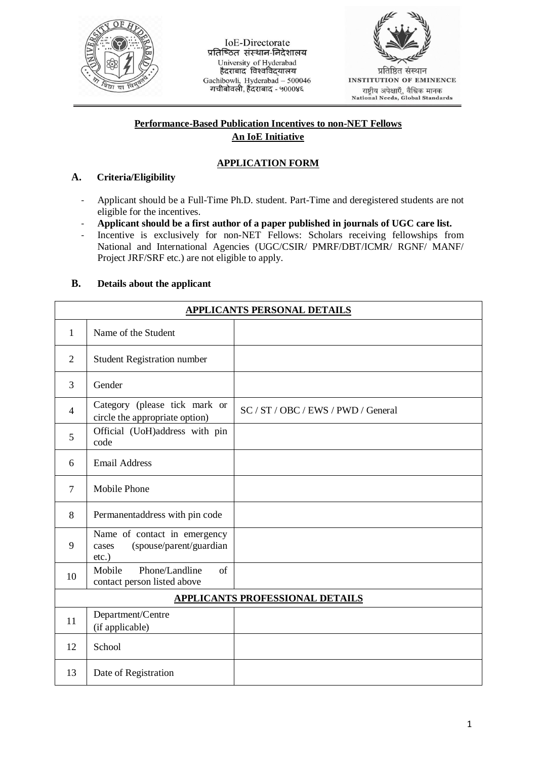IoE-Directorate
प्रतिष्ठित संस्थान-निदेशालय
University of Hyderabad
हैदराबाद विश्वविद्यालय
Gachibowli, Hyderabad – 500046
गचीबोवली, हैदराबाद - ५०००४६

प्रतिष्ठित संस्थान
INSTITUTION OF EMINENCE
राष्ट्रीय अपेक्षाएँ, वैश्विक मानक
National Needs, Global Standards

## Performance-Based Publication Incentives to non-NET Fellows
## An IoE Initiative

### APPLICATION FORM

### A. Criteria/Eligibility

- Applicant should be a Full-Time Ph.D. student. Part-Time and deregistered students are not eligible for the incentives.
- **Applicant should be a first author of a paper published in journals of UGC care list.**
- Incentive is exclusively for non-NET Fellows: Scholars receiving fellowships from National and International Agencies (UGC/CSIR/ PMRF/DBT/ICMR/ RGNF/ MANF/ Project JRF/SRF etc.) are not eligible to apply.

### B. Details about the applicant

| **APPLICANTS PERSONAL DETAILS** | | |
|---|---|---|
| 1 | Name of the Student | |
| 2 | Student Registration number | |
| 3 | Gender | |
| 4 | Category (please tick mark or circle the appropriate option) | SC / ST / OBC / EWS / PWD / General |
| 5 | Official (UoH)address with pin code | |
| 6 | Email Address | |
| 7 | Mobile Phone | |
| 8 | Permanentaddress with pin code | |
| 9 | Name of contact in emergency cases (spouse/parent/guardian etc.) | |
| 10 | Mobile Phone/Landline of contact person listed above | |
| **APPLICANTS PROFESSIONAL DETAILS** | | |
| 11 | Department/Centre (if applicable) | |
| 12 | School | |
| 13 | Date of Registration | |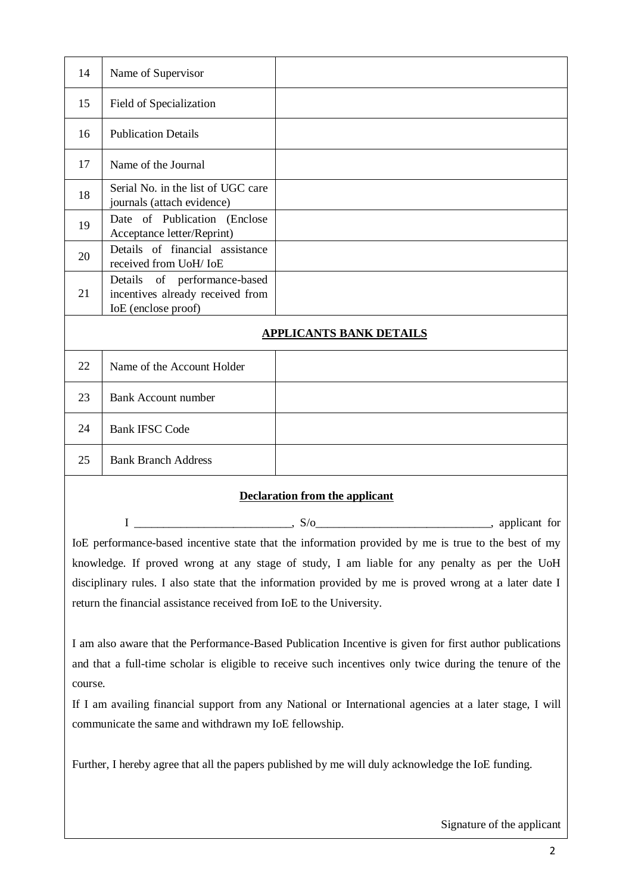| 14 | Name of Supervisor | |
|---|---|---|
| 15 | Field of Specialization | |
| 16 | Publication Details | |
| 17 | Name of the Journal | |
| 18 | Serial No. in the list of UGC care journals (attach evidence) | |
| 19 | Date of Publication (Enclose Acceptance letter/Reprint) | |
| 20 | Details of financial assistance received from UoH/ IoE | |
| 21 | Details of performance-based incentives already received from IoE (enclose proof) | |
| | **APPLICANTS BANK DETAILS** | |
| 22 | Name of the Account Holder | |
| 23 | Bank Account number | |
| 24 | Bank IFSC Code | |
| 25 | Bank Branch Address | |

**Declaration from the applicant**

I ___________________________, S/o______________________________, applicant for IoE performance-based incentive state that the information provided by me is true to the best of my knowledge. If proved wrong at any stage of study, I am liable for any penalty as per the UoH disciplinary rules. I also state that the information provided by me is proved wrong at a later date I return the financial assistance received from IoE to the University.

I am also aware that the Performance-Based Publication Incentive is given for first author publications and that a full-time scholar is eligible to receive such incentives only twice during the tenure of the course.

If I am availing financial support from any National or International agencies at a later stage, I will communicate the same and withdrawn my IoE fellowship.

Further, I hereby agree that all the papers published by me will duly acknowledge the IoE funding.

Signature of the applicant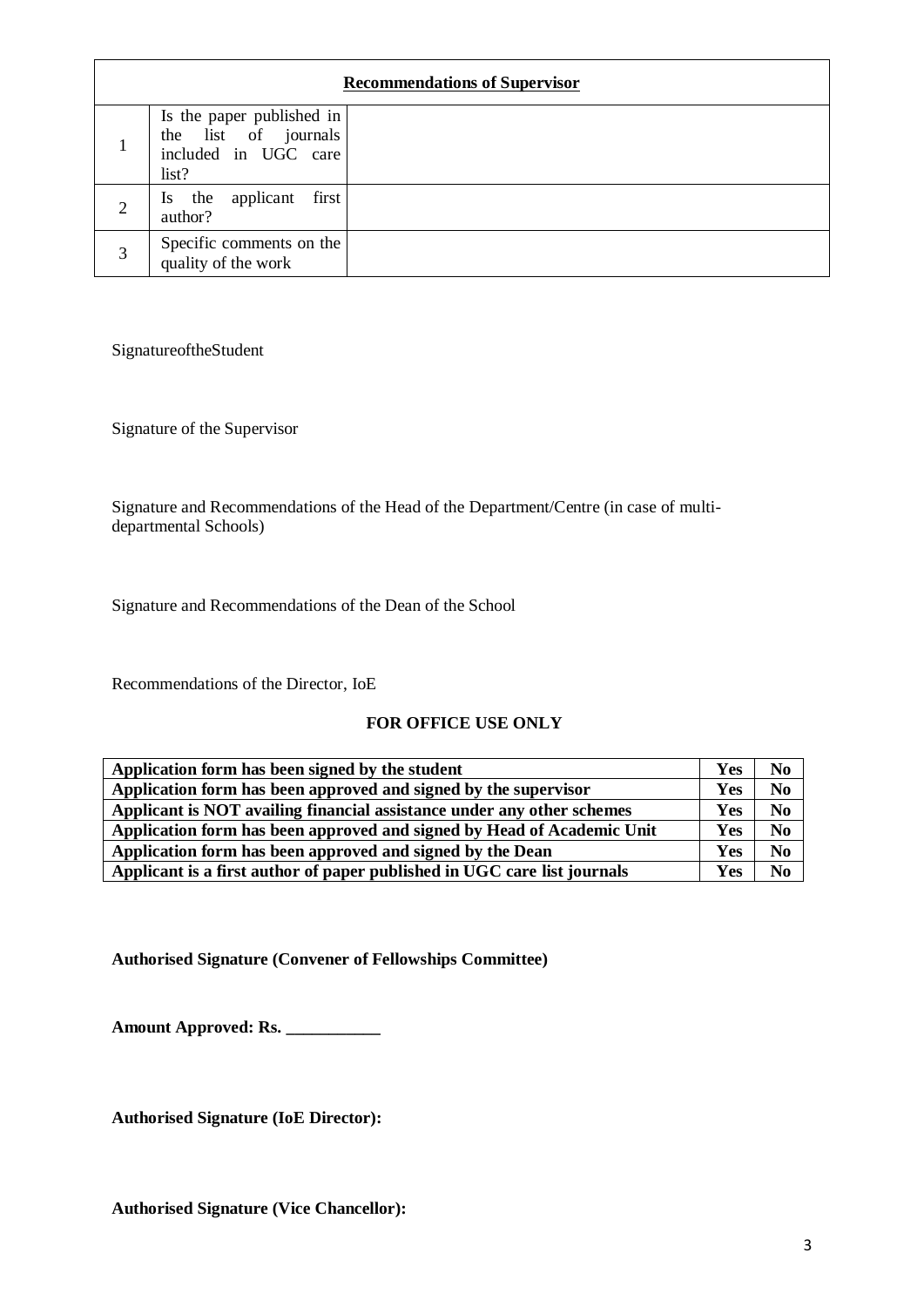| Recommendations of Supervisor | | |
|---|---|---|
| 1 | Is the paper published in the list of journals included in UGC care list? | |
| 2 | Is the applicant first author? | |
| 3 | Specific comments on the quality of the work | |

SignatureoftheStudent

Signature of the Supervisor

Signature and Recommendations of the Head of the Department/Centre (in case of multi-departmental Schools)

Signature and Recommendations of the Dean of the School

Recommendations of the Director, IoE

**FOR OFFICE USE ONLY**

| | | |
|---|---|---|
| **Application form has been signed by the student** | **Yes** | **No** |
| **Application form has been approved and signed by the supervisor** | **Yes** | **No** |
| **Applicant is NOT availing financial assistance under any other schemes** | **Yes** | **No** |
| **Application form has been approved and signed by Head of Academic Unit** | **Yes** | **No** |
| **Application form has been approved and signed by the Dean** | **Yes** | **No** |
| **Applicant is a first author of paper published in UGC care list journals** | **Yes** | **No** |

**Authorised Signature (Convener of Fellowships Committee)**

**Amount Approved: Rs. ___________**

**Authorised Signature (IoE Director):**

**Authorised Signature (Vice Chancellor):**